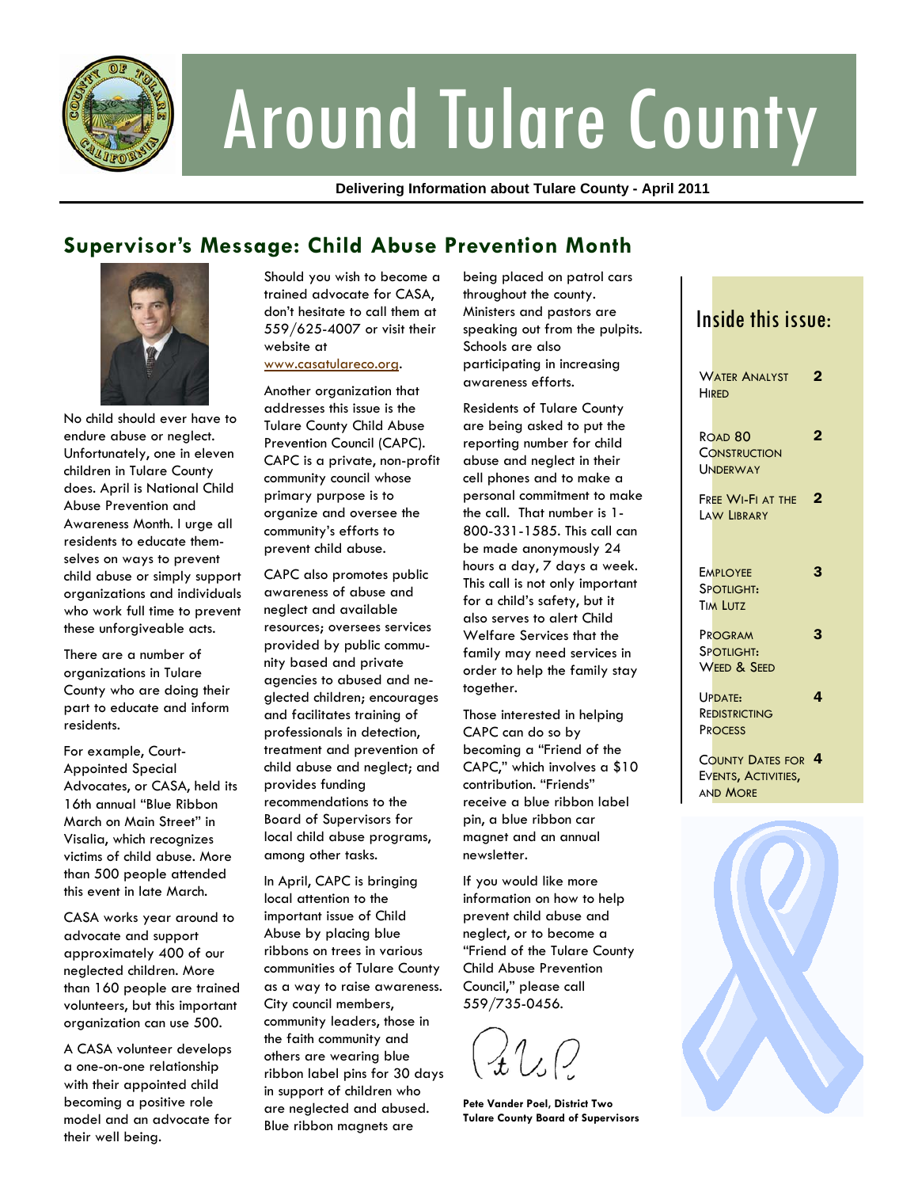# Around Tulare County

**Delivering Information about Tulare County - April 2011**

## Supervisor's Message: Child Abuse Prevention Month

No child should ever have to endure abuse or neglect. Unfortunately, one in eleven children in Tulare County does. April is National Child Abuse Prevention and Awareness Month. I urge all residents to educate themselves on ways to prevent child abuse or simply support organizations and individuals who work full time to prevent these unforgiveable acts.

There are a number of organizations in Tulare County who are doing their part to educate and inform residents.

For example, Court-Appointed Special Advocates, or CASA, held its 16th annual "Blue Ribbon March on Main Street" in Visalia, which recognizes victims of child abuse. More than 500 people attended this event in late March.

CASA works year around to advocate and support approximately 400 of our neglected children. More than 160 people are trained volunteers, but this important organization can use 500.

A CASA volunteer develops a one-on-one relationship with their appointed child becoming a positive role model and an advocate for their well being.

Should you wish to become a trained advocate for CASA, don't hesitate to call them at 559/625-4007 or visit their website at www.casatulareco.org.

Another organization that addresses this issue is the Tulare County Child Abuse Prevention Council (CAPC). CAPC is a private, non-profit community council whose primary purpose is to organize and oversee the community's efforts to prevent child abuse.

CAPC also promotes public awareness of abuse and neglect and available resources; oversees services provided by public community based and private agencies to abused and neglected children; encourages and facilitates training of professionals in detection, treatment and prevention of child abuse and neglect; and provides funding recommendations to the Board of Supervisors for local child abuse programs, among other tasks.

In April, CAPC is bringing local attention to the important issue of Child Abuse by placing blue ribbons on trees in various communities of Tulare County as a way to raise awareness. City council members, community leaders, those in the faith community and others are wearing blue ribbon label pins for 30 days in support of children who are neglected and abused. Blue ribbon magnets are being placed on patrol cars throughout the county. Ministers and pastors are speaking out from the pulpits. Schools are also participating in increasing awareness efforts.

Residents of Tulare County are being asked to put the reporting number for child abuse and neglect in their cell phones and to make a personal commitment to make the call. That number is 1-800-331-1585. This call can be made anonymously 24 hours a day, 7 days a week. This call is not only important for a child's safety, but it also serves to alert Child Welfare Services that the family may need services in order to help the family stay together.

Those interested in helping CAPC can do so by becoming a "Friend of the CAPC," which involves a $10 contribution. "Friends" receive a blue ribbon label pin, a blue ribbon car magnet and an annual newsletter.

If you would like more information on how to help prevent child abuse and neglect, or to become a "Friend of the Tulare County Child Abuse Prevention Council," please call 559/735-0456.

**Pete Vander Poel, District Two**
**Tulare County Board of Supervisors**

### Inside this issue:

| | |
|---|---|
| Water Analyst Hired | 2 |
| Road 80 Construction Underway | 2 |
| Free Wi-Fi at the Law Library | 2 |
| Employee Spotlight: Tim Lutz | 3 |
| Program Spotlight: Weed & Seed | 3 |
| Update: Redistricting Process | 4 |
| County Dates for Events, Activities, and More | 4 |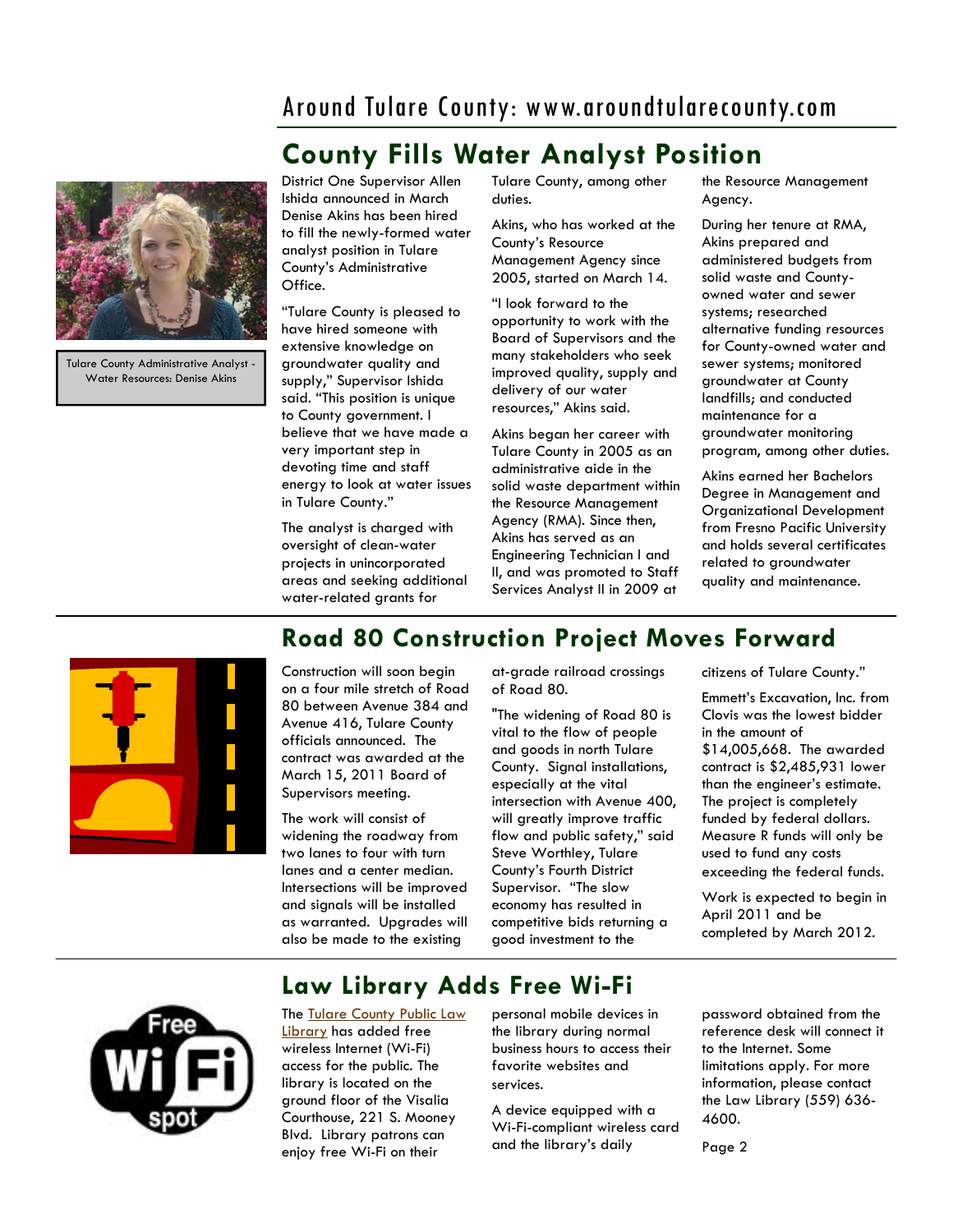## County Fills Water Analyst Position

Tulare County Administrative Analyst - Water Resources: Denise Akins

District One Supervisor Allen Ishida announced in March Denise Akins has been hired to fill the newly-formed water analyst position in Tulare County's Administrative Office.

"Tulare County is pleased to have hired someone with extensive knowledge on groundwater quality and supply," Supervisor Ishida said. "This position is unique to County government. I believe that we have made a very important step in devoting time and staff energy to look at water issues in Tulare County."

The analyst is charged with oversight of clean-water projects in unincorporated areas and seeking additional water-related grants for Tulare County, among other duties.

Akins, who has worked at the County's Resource Management Agency since 2005, started on March 14.

"I look forward to the opportunity to work with the Board of Supervisors and the many stakeholders who seek improved quality, supply and delivery of our water resources," Akins said.

Akins began her career with Tulare County in 2005 as an administrative aide in the solid waste department within the Resource Management Agency (RMA). Since then, Akins has served as an Engineering Technician I and II, and was promoted to Staff Services Analyst II in 2009 at the Resource Management Agency.

During her tenure at RMA, Akins prepared and administered budgets from solid waste and County-owned water and sewer systems; researched alternative funding resources for County-owned water and sewer systems; monitored groundwater at County landfills; and conducted maintenance for a groundwater monitoring program, among other duties.

Akins earned her Bachelors Degree in Management and Organizational Development from Fresno Pacific University and holds several certificates related to groundwater quality and maintenance.

## Road 80 Construction Project Moves Forward

Construction will soon begin on a four mile stretch of Road 80 between Avenue 384 and Avenue 416, Tulare County officials announced. The contract was awarded at the March 15, 2011 Board of Supervisors meeting.

The work will consist of widening the roadway from two lanes to four with turn lanes and a center median. Intersections will be improved and signals will be installed as warranted. Upgrades will also be made to the existing at-grade railroad crossings of Road 80.

"The widening of Road 80 is vital to the flow of people and goods in north Tulare County. Signal installations, especially at the vital intersection with Avenue 400, will greatly improve traffic flow and public safety," said Steve Worthley, Tulare County's Fourth District Supervisor. "The slow economy has resulted in competitive bids returning a good investment to the citizens of Tulare County."

Emmett's Excavation, Inc. from Clovis was the lowest bidder in the amount of $14,005,668. The awarded contract is $2,485,931 lower than the engineer's estimate. The project is completely funded by federal dollars. Measure R funds will only be used to fund any costs exceeding the federal funds.

Work is expected to begin in April 2011 and be completed by March 2012.

## Law Library Adds Free Wi-Fi

The Tulare County Public Law Library has added free wireless Internet (Wi-Fi) access for the public. The library is located on the ground floor of the Visalia Courthouse, 221 S. Mooney Blvd. Library patrons can enjoy free Wi-Fi on their personal mobile devices in the library during normal business hours to access their favorite websites and services.

A device equipped with a Wi-Fi-compliant wireless card and the library's daily password obtained from the reference desk will connect it to the Internet. Some limitations apply. For more information, please contact the Law Library (559) 636-4600.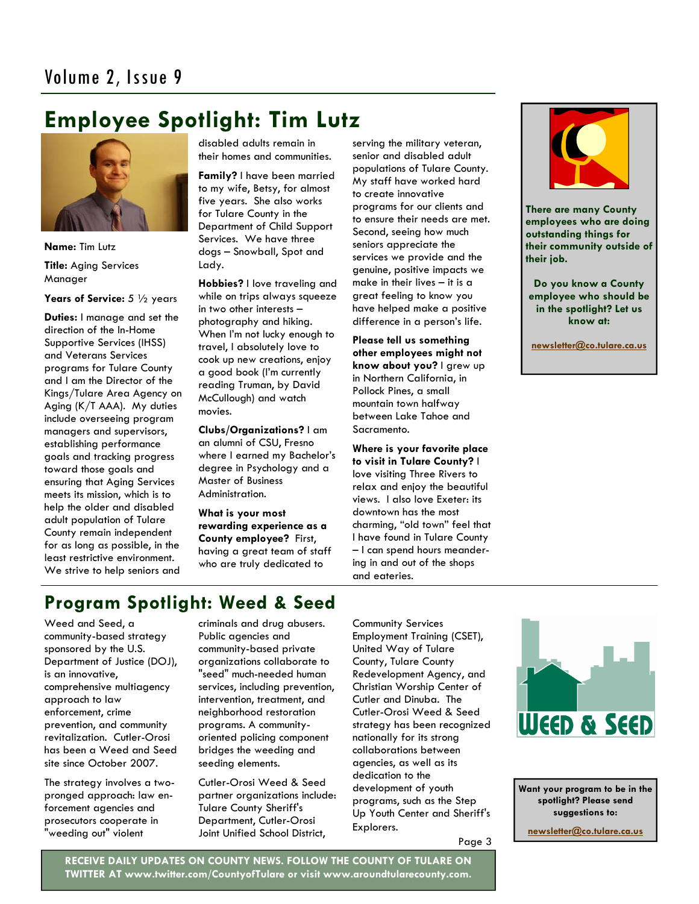## Employee Spotlight: Tim Lutz

**Name:** Tim Lutz

**Title:** Aging Services Manager

**Years of Service:** 5 ½ years

**Duties:** I manage and set the direction of the In-Home Supportive Services (IHSS) and Veterans Services programs for Tulare County and I am the Director of the Kings/Tulare Area Agency on Aging (K/T AAA). My duties include overseeing program managers and supervisors, establishing performance goals and tracking progress toward those goals and ensuring that Aging Services meets its mission, which is to help the older and disabled adult population of Tulare County remain independent for as long as possible, in the least restrictive environment. We strive to help seniors and disabled adults remain in their homes and communities.

**Family?** I have been married to my wife, Betsy, for almost five years. She also works for Tulare County in the Department of Child Support Services. We have three dogs – Snowball, Spot and Lady.

**Hobbies?** I love traveling and while on trips always squeeze in two other interests – photography and hiking. When I'm not lucky enough to travel, I absolutely love to cook up new creations, enjoy a good book (I'm currently reading Truman, by David McCullough) and watch movies.

**Clubs/Organizations?** I am an alumni of CSU, Fresno where I earned my Bachelor's degree in Psychology and a Master of Business Administration.

**What is your most rewarding experience as a County employee?** First, having a great team of staff who are truly dedicated to serving the military veteran, senior and disabled adult populations of Tulare County. My staff have worked hard to create innovative programs for our clients and to ensure their needs are met. Second, seeing how much seniors appreciate the services we provide and the genuine, positive impacts we make in their lives – it is a great feeling to know you have helped make a positive difference in a person's life.

**Please tell us something other employees might not know about you?** I grew up in Northern California, in Pollock Pines, a small mountain town halfway between Lake Tahoe and Sacramento.

**Where is your favorite place to visit in Tulare County?** I love visiting Three Rivers to relax and enjoy the beautiful views. I also love Exeter: its downtown has the most charming, "old town" feel that I have found in Tulare County – I can spend hours meander-ing in and out of the shops and eateries.

**There are many County employees who are doing outstanding things for their community outside of their job.**

**Do you know a County employee who should be in the spotlight? Let us know at:**

**newsletter@co.tulare.ca.us**

## Program Spotlight: Weed & Seed

Weed and Seed, a community-based strategy sponsored by the U.S. Department of Justice (DOJ), is an innovative, comprehensive multiagency approach to law enforcement, crime prevention, and community revitalization. Cutler-Orosi has been a Weed and Seed site since October 2007.

The strategy involves a two-pronged approach: law en-forcement agencies and prosecutors cooperate in "weeding out" violent criminals and drug abusers. Public agencies and community-based private organizations collaborate to "seed" much-needed human services, including prevention, intervention, treatment, and neighborhood restoration programs. A community-oriented policing component bridges the weeding and seeding elements.

Cutler-Orosi Weed & Seed partner organizations include: Tulare County Sheriff's Department, Cutler-Orosi Joint Unified School District, Community Services Employment Training (CSET), United Way of Tulare County, Tulare County Redevelopment Agency, and Christian Worship Center of Cutler and Dinuba. The Cutler-Orosi Weed & Seed strategy has been recognized nationally for its strong collaborations between agencies, as well as its dedication to the development of youth programs, such as the Step Up Youth Center and Sheriff's Explorers.

**Want your program to be in the spotlight? Please send suggestions to:**

**newsletter@co.tulare.ca.us**

**RECEIVE DAILY UPDATES ON COUNTY NEWS. FOLLOW THE COUNTY OF TULARE ON TWITTER AT www.twitter.com/CountyofTulare or visit www.aroundtularecounty.com.**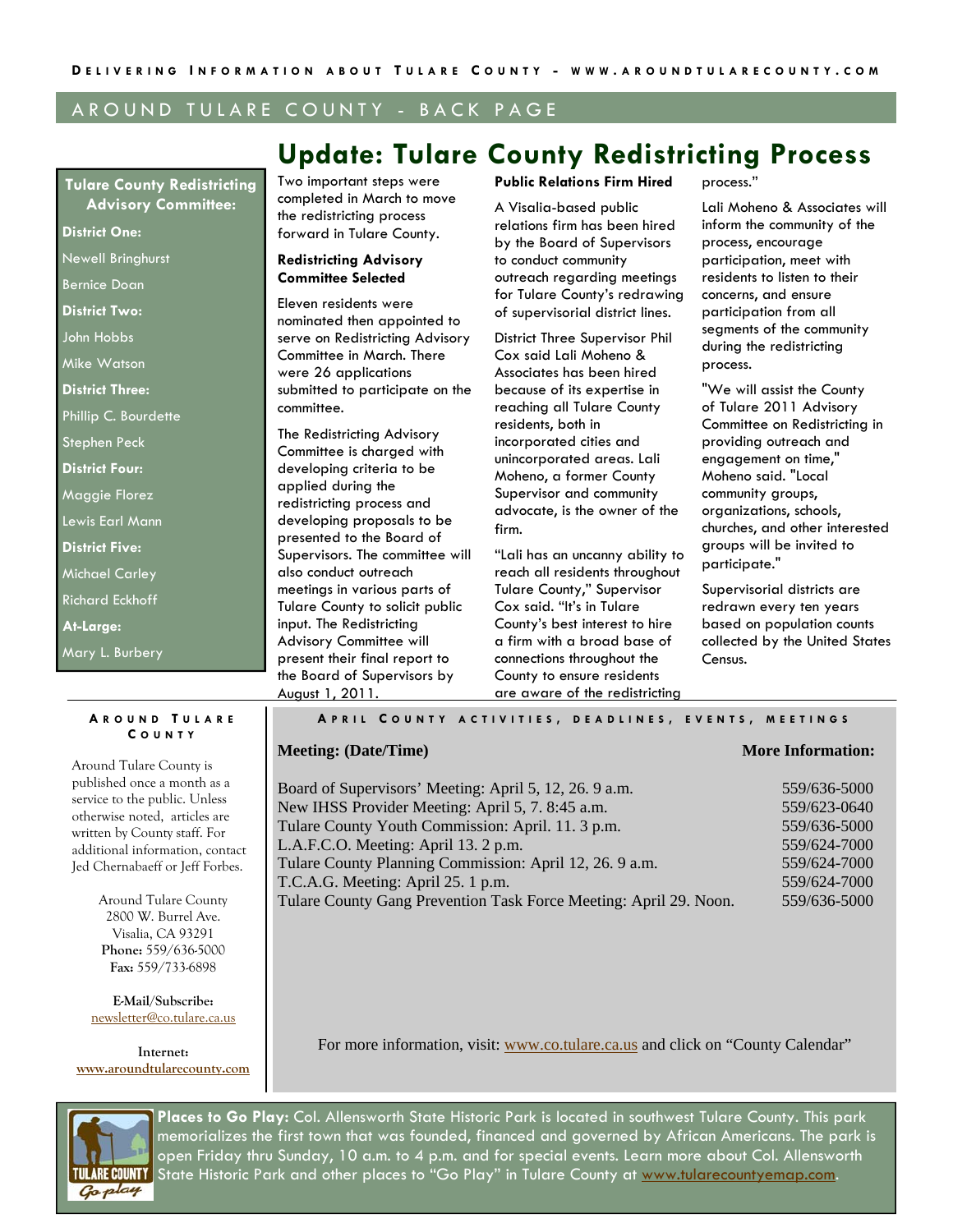AROUND TULARE COUNTY - BACK PAGE

# Update: Tulare County Redistricting Process

**Tulare County Redistricting Advisory Committee:**

**District One:**

Newell Bringhurst

Bernice Doan

**District Two:**

John Hobbs

Mike Watson

**District Three:**

Phillip C. Bourdette

Stephen Peck

**District Four:**

Maggie Florez

Lewis Earl Mann

**District Five:**

Michael Carley

Richard Eckhoff

**At-Large:**

Mary L. Burbery

Two important steps were completed in March to move the redistricting process forward in Tulare County.

**Redistricting Advisory Committee Selected**

Eleven residents were nominated then appointed to serve on Redistricting Advisory Committee in March. There were 26 applications submitted to participate on the committee.

The Redistricting Advisory Committee is charged with developing criteria to be applied during the redistricting process and developing proposals to be presented to the Board of Supervisors. The committee will also conduct outreach meetings in various parts of Tulare County to solicit public input. The Redistricting Advisory Committee will present their final report to the Board of Supervisors by August 1, 2011.

**Public Relations Firm Hired**

A Visalia-based public relations firm has been hired by the Board of Supervisors to conduct community outreach regarding meetings for Tulare County's redrawing of supervisorial district lines.

District Three Supervisor Phil Cox said Lali Moheno & Associates has been hired because of its expertise in reaching all Tulare County residents, both in incorporated cities and unincorporated areas. Lali Moheno, a former County Supervisor and community advocate, is the owner of the firm.

"Lali has an uncanny ability to reach all residents throughout Tulare County," Supervisor Cox said. "It's in Tulare County's best interest to hire a firm with a broad base of connections throughout the County to ensure residents are aware of the redistricting process."

Lali Moheno & Associates will inform the community of the process, encourage participation, meet with residents to listen to their concerns, and ensure participation from all segments of the community during the redistricting process.

"We will assist the County of Tulare 2011 Advisory Committee on Redistricting in providing outreach and engagement on time," Moheno said. "Local community groups, organizations, schools, churches, and other interested groups will be invited to participate."

Supervisorial districts are redrawn every ten years based on population counts collected by the United States Census.

**AROUND TULARE COUNTY**

Around Tulare County is published once a month as a service to the public. Unless otherwise noted, articles are written by County staff. For additional information, contact Jed Chernabaeff or Jeff Forbes.

Around Tulare County
2800 W. Burrel Ave.
Visalia, CA 93291
**Phone:** 559/636-5000
**Fax:** 559/733-6898

**E-Mail/Subscribe:**
newsletter@co.tulare.ca.us

**Internet:**
www.aroundtularecounty.com

**APRIL COUNTY ACTIVITIES, DEADLINES, EVENTS, MEETINGS**

| Meeting: (Date/Time) | More Information: |
|---|---|
| Board of Supervisors' Meeting: April 5, 12, 26. 9 a.m. | 559/636-5000 |
| New IHSS Provider Meeting: April 5, 7. 8:45 a.m. | 559/623-0640 |
| Tulare County Youth Commission: April. 11. 3 p.m. | 559/636-5000 |
| L.A.F.C.O. Meeting: April 13. 2 p.m. | 559/624-7000 |
| Tulare County Planning Commission: April 12, 26. 9 a.m. | 559/624-7000 |
| T.C.A.G. Meeting: April 25. 1 p.m. | 559/624-7000 |
| Tulare County Gang Prevention Task Force Meeting: April 29. Noon. | 559/636-5000 |

For more information, visit: www.co.tulare.ca.us and click on "County Calendar"

**Places to Go Play:** Col. Allensworth State Historic Park is located in southwest Tulare County. This park memorializes the first town that was founded, financed and governed by African Americans. The park is open Friday thru Sunday, 10 a.m. to 4 p.m. and for special events. Learn more about Col. Allensworth State Historic Park and other places to "Go Play" in Tulare County at www.tularecountyemap.com.